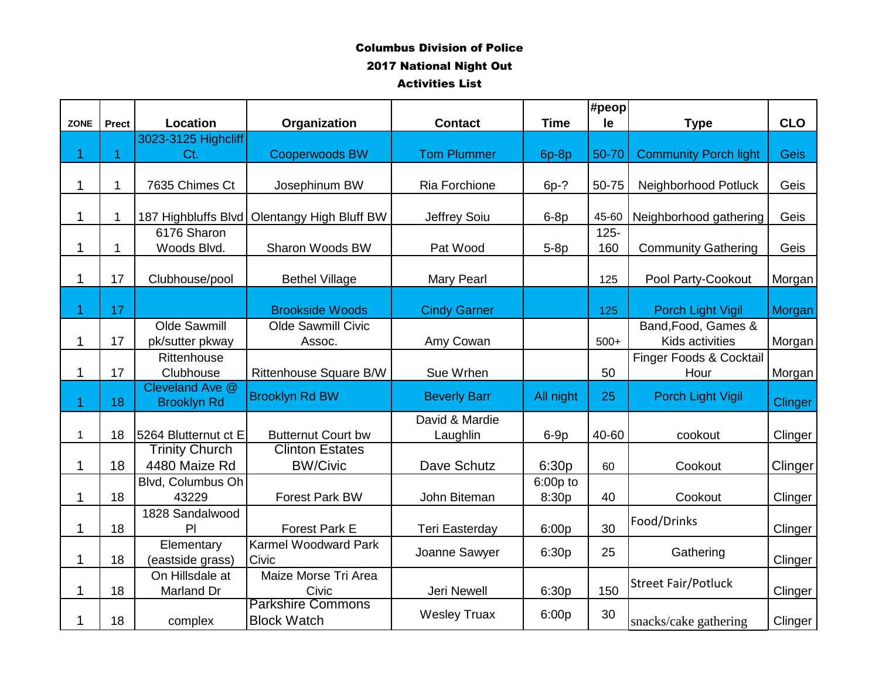**Columbus Division of Police**

**2017 National Night Out**

**Activities List**

| ZONE | Prect | Location | Organization | Contact | Time | #people | Type | CLO |
|---|---|---|---|---|---|---|---|---|
| 1 | 1 | 3023-3125 Highcliff Ct. | Cooperwoods BW | Tom Plummer | 6p-8p | 50-70 | Community Porch light | Geis |
| 1 | 1 | 7635 Chimes Ct | Josephinum BW | Ria Forchione | 6p-? | 50-75 | Neighborhood Potluck | Geis |
| 1 | 1 | 187 Highbluffs Blvd | Olentangy High Bluff BW | Jeffrey Soiu | 6-8p | 45-60 | Neighborhood gathering | Geis |
| 1 | 1 | 6176 Sharon Woods Blvd. | Sharon Woods BW | Pat Wood | 5-8p | 125-160 | Community Gathering | Geis |
| 1 | 17 | Clubhouse/pool | Bethel Village | Mary Pearl | | 125 | Pool Party-Cookout | Morgan |
| 1 | 17 | | Brookside Woods | Cindy Garner | | 125 | Porch Light Vigil | Morgan |
| 1 | 17 | Olde Sawmill pk/sutter pkway | Olde Sawmill Civic Assoc. | Amy Cowan | | 500+ | Band,Food, Games & Kids activities | Morgan |
| 1 | 17 | Rittenhouse Clubhouse | Rittenhouse Square B/W | Sue Wrhen | | 50 | Finger Foods & Cocktail Hour | Morgan |
| 1 | 18 | Cleveland Ave @ Brooklyn Rd | Brooklyn Rd BW | Beverly Barr | All night | 25 | Porch Light Vigil | Clinger |
| 1 | 18 | 5264 Blutternut ct E | Butternut Court bw | David & Mardie Laughlin | 6-9p | 40-60 | cookout | Clinger |
| 1 | 18 | Trinity Church 4480 Maize Rd | Clinton Estates BW/Civic | Dave Schutz | 6:30p | 60 | Cookout | Clinger |
| 1 | 18 | Blvd, Columbus Oh 43229 | Forest Park BW | John Biteman | 6:00p to 8:30p | 40 | Cookout | Clinger |
| 1 | 18 | 1828 Sandalwood Pl | Forest Park E | Teri Easterday | 6:00p | 30 | Food/Drinks | Clinger |
| 1 | 18 | Elementary (eastside grass) | Karmel Woodward Park Civic | Joanne Sawyer | 6:30p | 25 | Gathering | Clinger |
| 1 | 18 | On Hillsdale at Marland Dr | Maize Morse Tri Area Civic | Jeri Newell | 6:30p | 150 | Street Fair/Potluck | Clinger |
| 1 | 18 | complex | Parkshire Commons Block Watch | Wesley Truax | 6:00p | 30 | snacks/cake gathering | Clinger |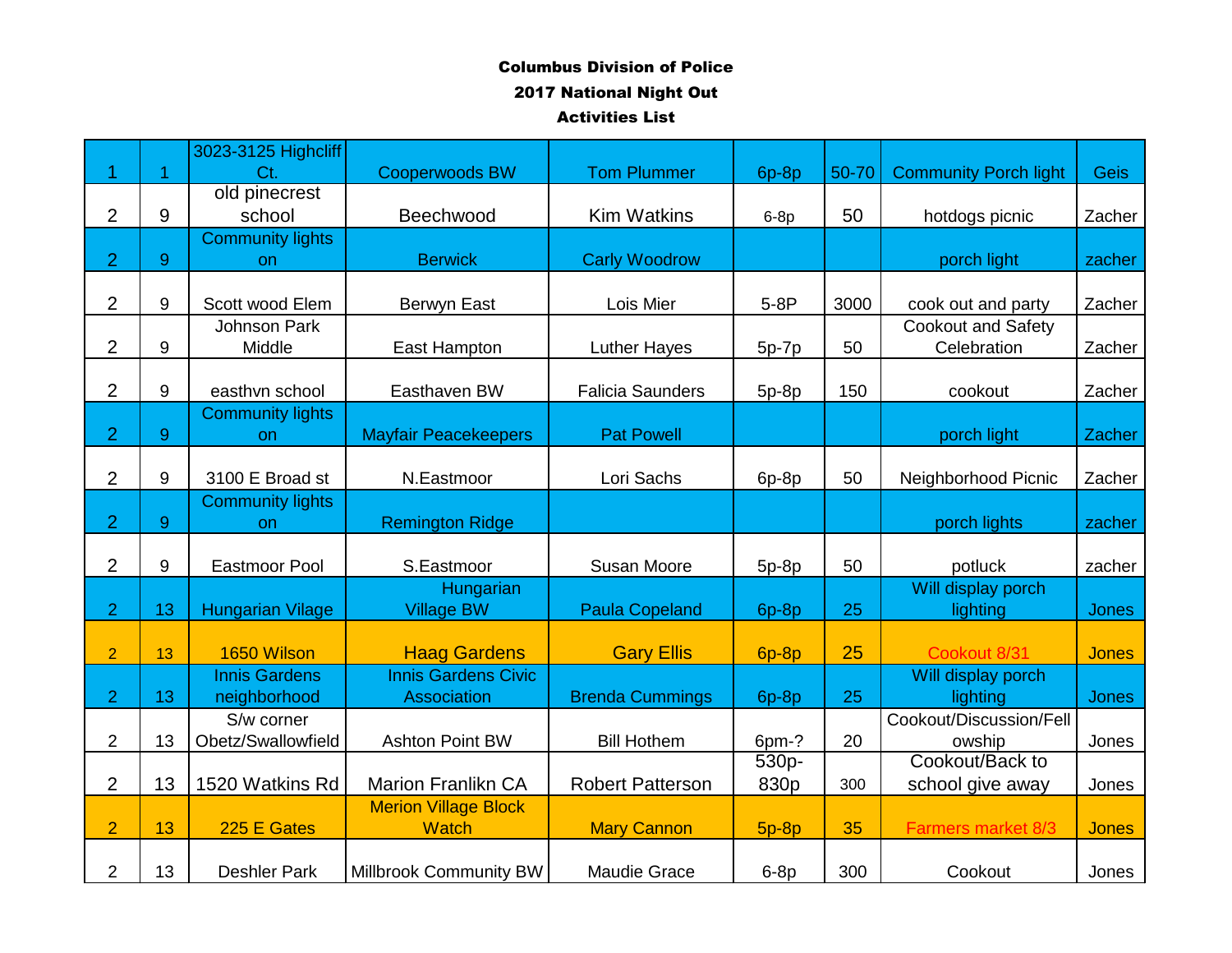**Columbus Division of Police**

**2017 National Night Out**

**Activities List**

| | | | | | | | | |
|---|---|---|---|---|---|---|---|---|
| 1 | 1 | 3023-3125 Highcliff Ct. | Cooperwoods BW | Tom Plummer | 6p-8p | 50-70 | Community Porch light | Geis |
| 2 | 9 | old pinecrest school | Beechwood | Kim Watkins | 6-8p | 50 | hotdogs picnic | Zacher |
| 2 | 9 | Community lights on | Berwick | Carly Woodrow | | | porch light | zacher |
| 2 | 9 | Scott wood Elem | Berwyn East | Lois Mier | 5-8P | 3000 | cook out and party | Zacher |
| 2 | 9 | Johnson Park Middle | East Hampton | Luther Hayes | 5p-7p | 50 | Cookout and Safety Celebration | Zacher |
| 2 | 9 | easthvn school | Easthaven BW | Falicia Saunders | 5p-8p | 150 | cookout | Zacher |
| 2 | 9 | Community lights on | Mayfair Peacekeepers | Pat Powell | | | porch light | Zacher |
| 2 | 9 | 3100 E Broad st | N.Eastmoor | Lori Sachs | 6p-8p | 50 | Neighborhood Picnic | Zacher |
| 2 | 9 | Community lights on | Remington Ridge | | | | porch lights | zacher |
| 2 | 9 | Eastmoor Pool | S.Eastmoor | Susan Moore | 5p-8p | 50 | potluck | zacher |
| 2 | 13 | Hungarian Vilage | Hungarian Village BW | Paula Copeland | 6p-8p | 25 | Will display porch lighting | Jones |
| 2 | 13 | 1650 Wilson | Haag Gardens | Gary Ellis | 6p-8p | 25 | Cookout 8/31 | Jones |
| 2 | 13 | Innis Gardens neighborhood | Innis Gardens Civic Association | Brenda Cummings | 6p-8p | 25 | Will display porch lighting | Jones |
| 2 | 13 | S/w corner Obetz/Swallowfield | Ashton Point BW | Bill Hothem | 6pm-? | 20 | Cookout/Discussion/Fellowship | Jones |
| 2 | 13 | 1520 Watkins Rd | Marion Franlikn CA | Robert Patterson | 530p-830p | 300 | Cookout/Back to school give away | Jones |
| 2 | 13 | 225 E Gates | Merion Village Block Watch | Mary Cannon | 5p-8p | 35 | Farmers market 8/3 | Jones |
| 2 | 13 | Deshler Park | Millbrook Community BW | Maudie Grace | 6-8p | 300 | Cookout | Jones |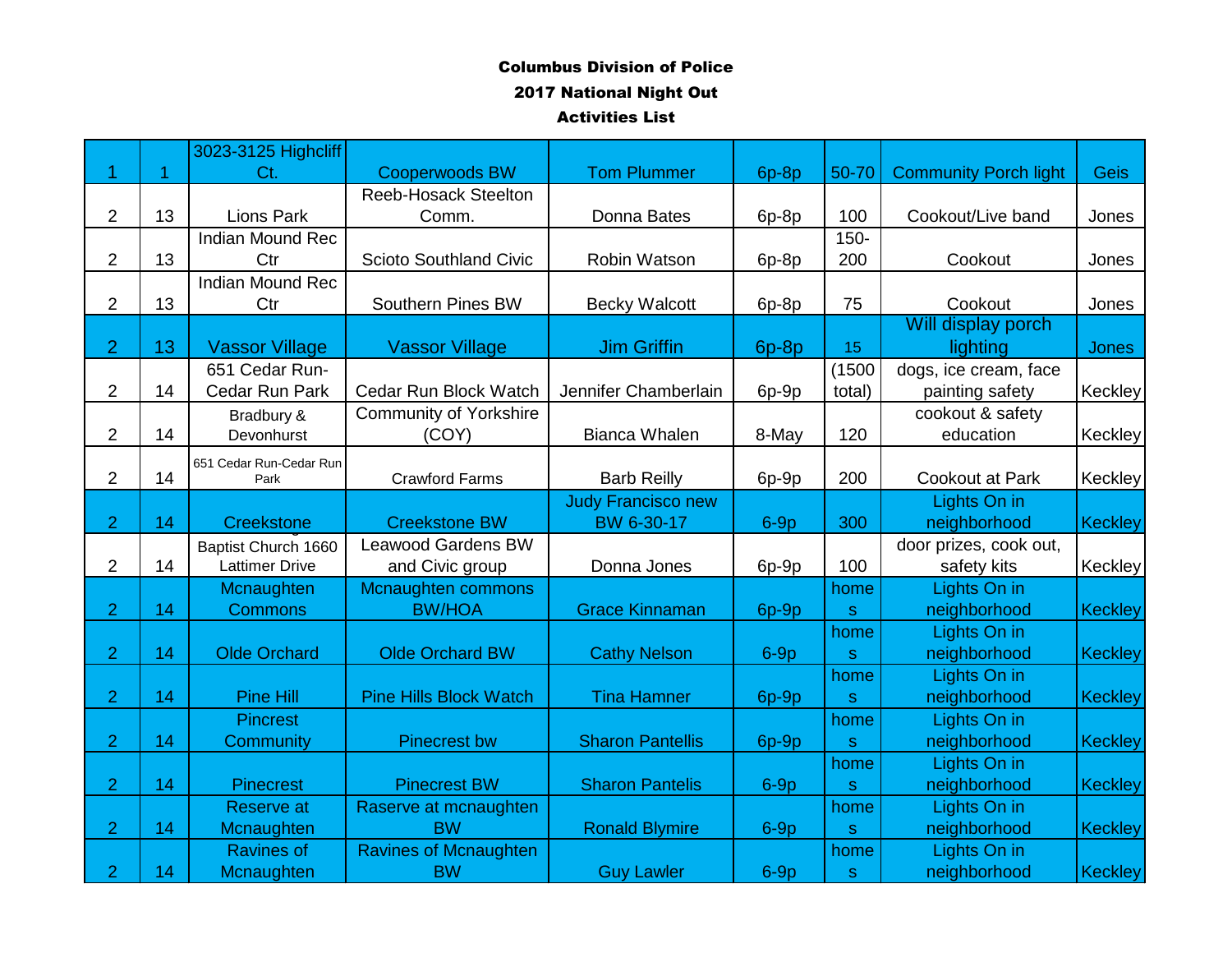**Columbus Division of Police**

**2017 National Night Out**

**Activities List**

| | | | | | | | | |
|---|---|---|---|---|---|---|---|---|
| 1 | 1 | 3023-3125 Highcliff Ct. | Cooperwoods BW | Tom Plummer | 6p-8p | 50-70 | Community Porch light | Geis |
| 2 | 13 | Lions Park | Reeb-Hosack Steelton Comm. | Donna Bates | 6p-8p | 100 | Cookout/Live band | Jones |
| 2 | 13 | Indian Mound Rec Ctr | Scioto Southland Civic | Robin Watson | 6p-8p | 150-200 | Cookout | Jones |
| 2 | 13 | Indian Mound Rec Ctr | Southern Pines BW | Becky Walcott | 6p-8p | 75 | Cookout | Jones |
| 2 | 13 | Vassor Village | Vassor Village | Jim Griffin | 6p-8p | 15 | Will display porch lighting | Jones |
| 2 | 14 | 651 Cedar Run-Cedar Run Park | Cedar Run Block Watch | Jennifer Chamberlain | 6p-9p | (1500 total) | dogs, ice cream, face painting safety | Keckley |
| 2 | 14 | Bradbury & Devonhurst | Community of Yorkshire (COY) | Bianca Whalen | 8-May | 120 | cookout & safety education | Keckley |
| 2 | 14 | 651 Cedar Run-Cedar Run Park | Crawford Farms | Barb Reilly | 6p-9p | 200 | Cookout at Park | Keckley |
| 2 | 14 | Creekstone | Creekstone BW | Judy Francisco new BW 6-30-17 | 6-9p | 300 | Lights On in neighborhood | Keckley |
| 2 | 14 | Baptist Church 1660 Lattimer Drive | Leawood Gardens BW and Civic group | Donna Jones | 6p-9p | 100 | door prizes, cook out, safety kits | Keckley |
| 2 | 14 | Mcnaughten Commons | Mcnaughten commons BW/HOA | Grace Kinnaman | 6p-9p | homes | Lights On in neighborhood | Keckley |
| 2 | 14 | Olde Orchard | Olde Orchard BW | Cathy Nelson | 6-9p | homes | Lights On in neighborhood | Keckley |
| 2 | 14 | Pine Hill | Pine Hills Block Watch | Tina Hamner | 6p-9p | homes | Lights On in neighborhood | Keckley |
| 2 | 14 | Pincrest Community | Pinecrest bw | Sharon Pantellis | 6p-9p | homes | Lights On in neighborhood | Keckley |
| 2 | 14 | Pinecrest | Pinecrest BW | Sharon Pantelis | 6-9p | homes | Lights On in neighborhood | Keckley |
| 2 | 14 | Reserve at Mcnaughten | Raserve at mcnaughten BW | Ronald Blymire | 6-9p | homes | Lights On in neighborhood | Keckley |
| 2 | 14 | Ravines of Mcnaughten | Ravines of Mcnaughten BW | Guy Lawler | 6-9p | homes | Lights On in neighborhood | Keckley |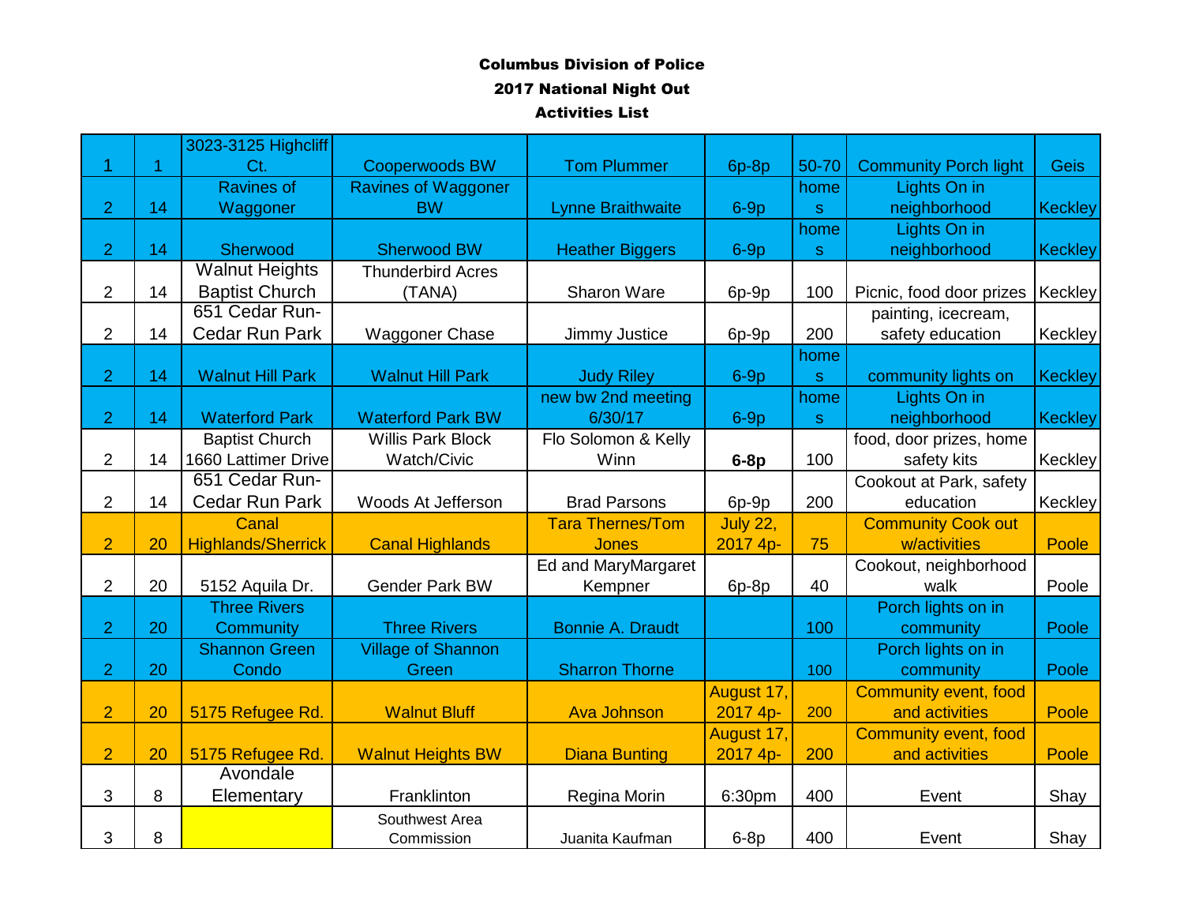**Columbus Division of Police**

**2017 National Night Out**

**Activities List**

| | | | | | | | | |
|---|---|---|---|---|---|---|---|---|
| 1 | 1 | 3023-3125 Highcliff Ct. | Cooperwoods BW | Tom Plummer | 6p-8p | 50-70 | Community Porch light | Geis |
| 2 | 14 | Ravines of Waggoner | Ravines of Waggoner BW | Lynne Braithwaite | 6-9p | homes | Lights On in neighborhood | Keckley |
| 2 | 14 | Sherwood | Sherwood BW | Heather Biggers | 6-9p | homes | Lights On in neighborhood | Keckley |
| 2 | 14 | Walnut Heights Baptist Church | Thunderbird Acres (TANA) | Sharon Ware | 6p-9p | 100 | Picnic, food door prizes | Keckley |
| 2 | 14 | 651 Cedar Run-Cedar Run Park | Waggoner Chase | Jimmy Justice | 6p-9p | 200 | painting, icecream, safety education | Keckley |
| 2 | 14 | Walnut Hill Park | Walnut Hill Park | Judy Riley | 6-9p | homes | community lights on | Keckley |
| 2 | 14 | Waterford Park | Waterford Park BW | new bw 2nd meeting 6/30/17 | 6-9p | homes | Lights On in neighborhood | Keckley |
| 2 | 14 | Baptist Church 1660 Lattimer Drive | Willis Park Block Watch/Civic | Flo Solomon & Kelly Winn | **6-8p** | 100 | food, door prizes, home safety kits | Keckley |
| 2 | 14 | 651 Cedar Run-Cedar Run Park | Woods At Jefferson | Brad Parsons | 6p-9p | 200 | Cookout at Park, safety education | Keckley |
| 2 | 20 | Canal Highlands/Sherrick | Canal Highlands | Tara Thernes/Tom Jones | July 22, 2017 4p- | 75 | Community Cook out w/activities | Poole |
| 2 | 20 | 5152 Aquila Dr. | Gender Park BW | Ed and MaryMargaret Kempner | 6p-8p | 40 | Cookout, neighborhood walk | Poole |
| 2 | 20 | Three Rivers Community | Three Rivers | Bonnie A. Draudt | | 100 | Porch lights on in community | Poole |
| 2 | 20 | Shannon Green Condo | Village of Shannon Green | Sharron Thorne | | 100 | Porch lights on in community | Poole |
| 2 | 20 | 5175 Refugee Rd. | Walnut Bluff | Ava Johnson | August 17, 2017 4p- | 200 | Community event, food and activities | Poole |
| 2 | 20 | 5175 Refugee Rd. | Walnut Heights BW | Diana Bunting | August 17, 2017 4p- | 200 | Community event, food and activities | Poole |
| 3 | 8 | Avondale Elementary | Franklinton | Regina Morin | 6:30pm | 400 | Event | Shay |
| 3 | 8 | | Southwest Area Commission | Juanita Kaufman | 6-8p | 400 | Event | Shay |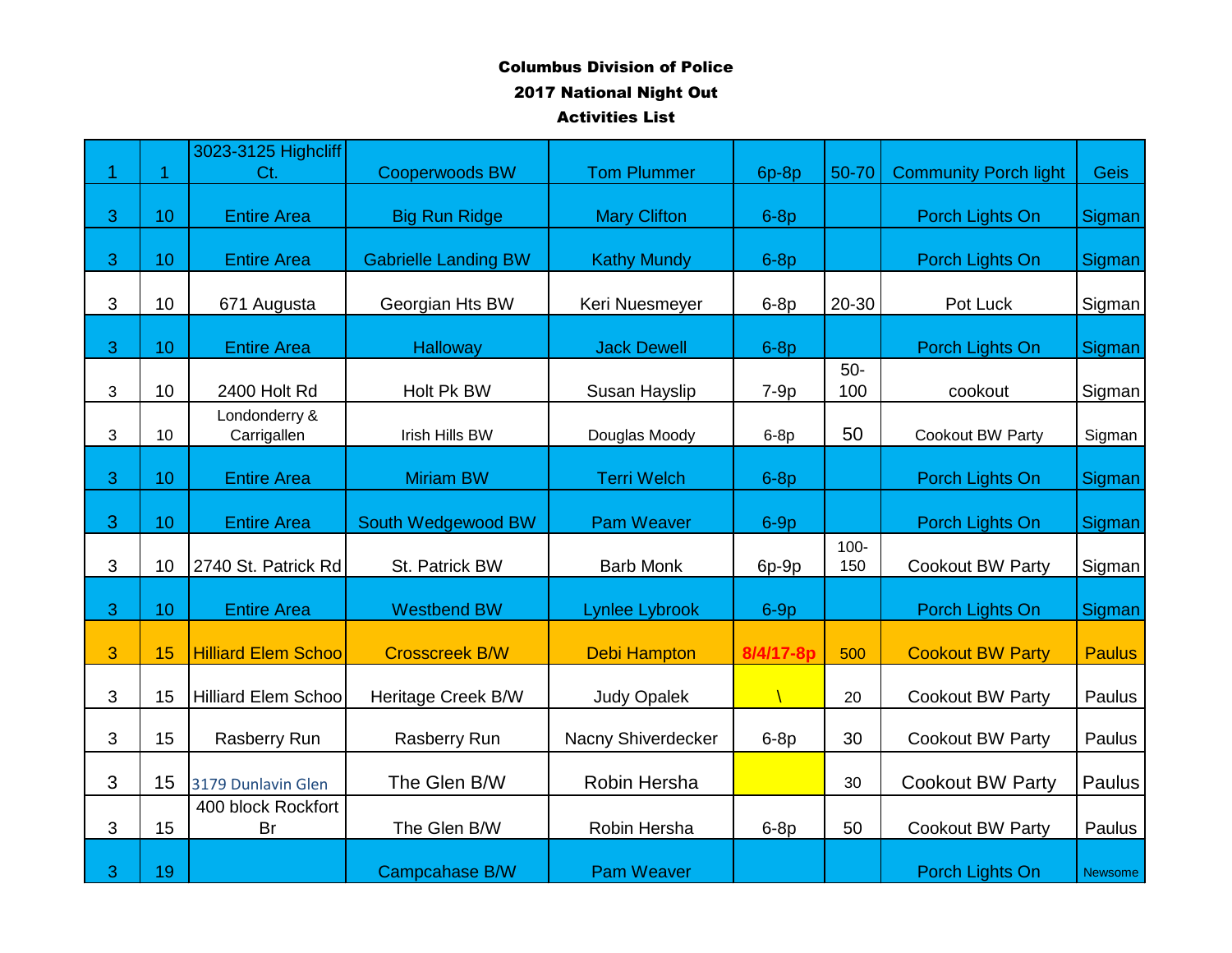**Columbus Division of Police**

**2017 National Night Out**

**Activities List**

| | | | | | | | | |
|---|---|---|---|---|---|---|---|---|
| 1 | 1 | 3023-3125 Highcliff Ct. | Cooperwoods BW | Tom Plummer | 6p-8p | 50-70 | Community Porch light | Geis |
| 3 | 10 | Entire Area | Big Run Ridge | Mary Clifton | 6-8p | | Porch Lights On | Sigman |
| 3 | 10 | Entire Area | Gabrielle Landing BW | Kathy Mundy | 6-8p | | Porch Lights On | Sigman |
| 3 | 10 | 671 Augusta | Georgian Hts BW | Keri Nuesmeyer | 6-8p | 20-30 | Pot Luck | Sigman |
| 3 | 10 | Entire Area | Halloway | Jack Dewell | 6-8p | | Porch Lights On | Sigman |
| 3 | 10 | 2400 Holt Rd | Holt Pk BW | Susan Hayslip | 7-9p | 50-100 | cookout | Sigman |
| 3 | 10 | Londonderry & Carrigallen | Irish Hills BW | Douglas Moody | 6-8p | 50 | Cookout BW Party | Sigman |
| 3 | 10 | Entire Area | Miriam BW | Terri Welch | 6-8p | | Porch Lights On | Sigman |
| 3 | 10 | Entire Area | South Wedgewood BW | Pam Weaver | 6-9p | | Porch Lights On | Sigman |
| 3 | 10 | 2740 St. Patrick Rd | St. Patrick BW | Barb Monk | 6p-9p | 100-150 | Cookout BW Party | Sigman |
| 3 | 10 | Entire Area | Westbend BW | Lynlee Lybrook | 6-9p | | Porch Lights On | Sigman |
| 3 | 15 | Hilliard Elem Schoo | Crosscreek B/W | Debi Hampton | 8/4/17-8p | 500 | Cookout BW Party | Paulus |
| 3 | 15 | Hilliard Elem Schoo | Heritage Creek B/W | Judy Opalek | \ | 20 | Cookout BW Party | Paulus |
| 3 | 15 | Rasberry Run | Rasberry Run | Nacny Shiverdecker | 6-8p | 30 | Cookout BW Party | Paulus |
| 3 | 15 | 3179 Dunlavin Glen | The Glen B/W | Robin Hersha | | 30 | Cookout BW Party | Paulus |
| 3 | 15 | 400 block Rockfort Br | The Glen B/W | Robin Hersha | 6-8p | 50 | Cookout BW Party | Paulus |
| 3 | 19 | | Campcahase B/W | Pam Weaver | | | Porch Lights On | Newsome |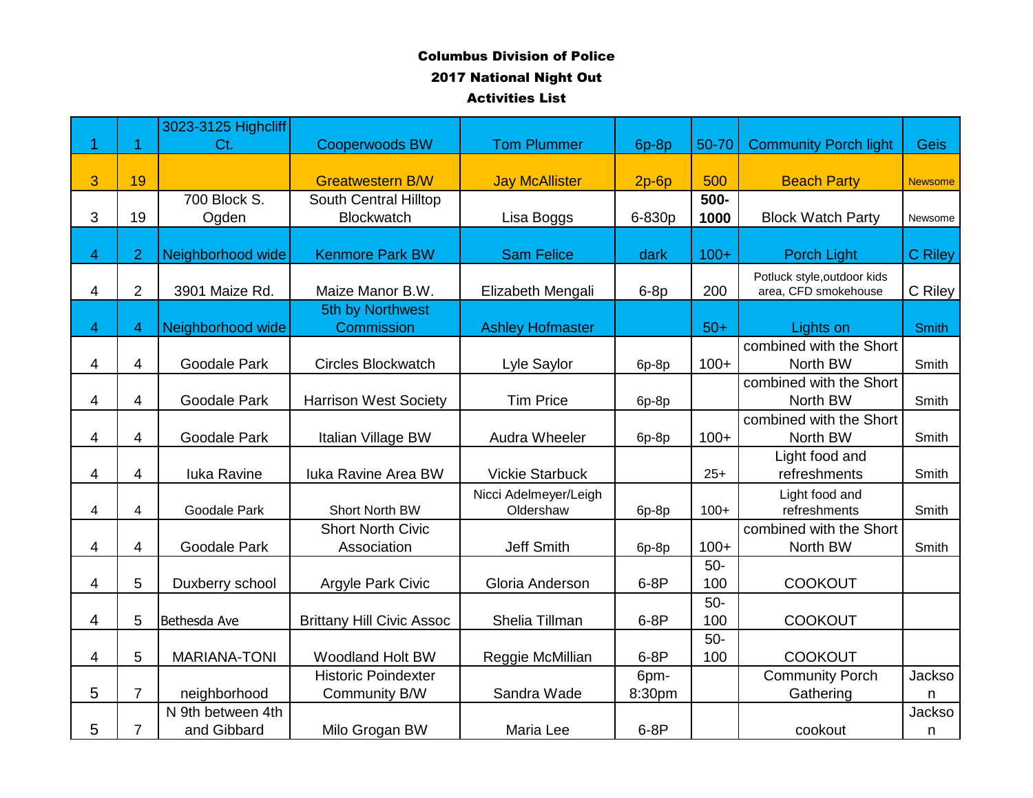**Columbus Division of Police**

**2017 National Night Out**

**Activities List**

| | | | | | | | | |
|---|---|---|---|---|---|---|---|---|
| 1 | 1 | 3023-3125 Highcliff Ct. | Cooperwoods BW | Tom Plummer | 6p-8p | 50-70 | Community Porch light | Geis |
| 3 | 19 | | Greatwestern B/W | Jay McAllister | 2p-6p | 500 | Beach Party | Newsome |
| 3 | 19 | 700 Block S. Ogden | South Central Hilltop Blockwatch | Lisa Boggs | 6-830p | **500-1000** | Block Watch Party | Newsome |
| 4 | 2 | Neighborhood wide | Kenmore Park BW | Sam Felice | dark | 100+ | Porch Light | C Riley |
| 4 | 2 | 3901 Maize Rd. | Maize Manor B.W. | Elizabeth Mengali | 6-8p | 200 | Potluck style,outdoor kids area, CFD smokehouse | C Riley |
| 4 | 4 | Neighborhood wide | 5th by Northwest Commission | Ashley Hofmaster | | 50+ | Lights on | Smith |
| 4 | 4 | Goodale Park | Circles Blockwatch | Lyle Saylor | 6p-8p | 100+ | combined with the Short North BW | Smith |
| 4 | 4 | Goodale Park | Harrison West Society | Tim Price | 6p-8p | | combined with the Short North BW | Smith |
| 4 | 4 | Goodale Park | Italian Village BW | Audra Wheeler | 6p-8p | 100+ | combined with the Short North BW | Smith |
| 4 | 4 | Iuka Ravine | Iuka Ravine Area BW | Vickie Starbuck | | 25+ | Light food and refreshments | Smith |
| 4 | 4 | Goodale Park | Short North BW | Nicci Adelmeyer/Leigh Oldershaw | 6p-8p | 100+ | Light food and refreshments | Smith |
| 4 | 4 | Goodale Park | Short North Civic Association | Jeff Smith | 6p-8p | 100+ | combined with the Short North BW | Smith |
| 4 | 5 | Duxberry school | Argyle Park Civic | Gloria Anderson | 6-8P | 50-100 | COOKOUT | |
| 4 | 5 | Bethesda Ave | Brittany Hill Civic Assoc | Shelia Tillman | 6-8P | 50-100 | COOKOUT | |
| 4 | 5 | MARIANA-TONI | Woodland Holt BW | Reggie McMillian | 6-8P | 50-100 | COOKOUT | |
| 5 | 7 | neighborhood | Historic Poindexter Community B/W | Sandra Wade | 6pm-8:30pm | | Community Porch Gathering | Jackson |
| 5 | 7 | N 9th between 4th and Gibbard | Milo Grogan BW | Maria Lee | 6-8P | | cookout | Jackson |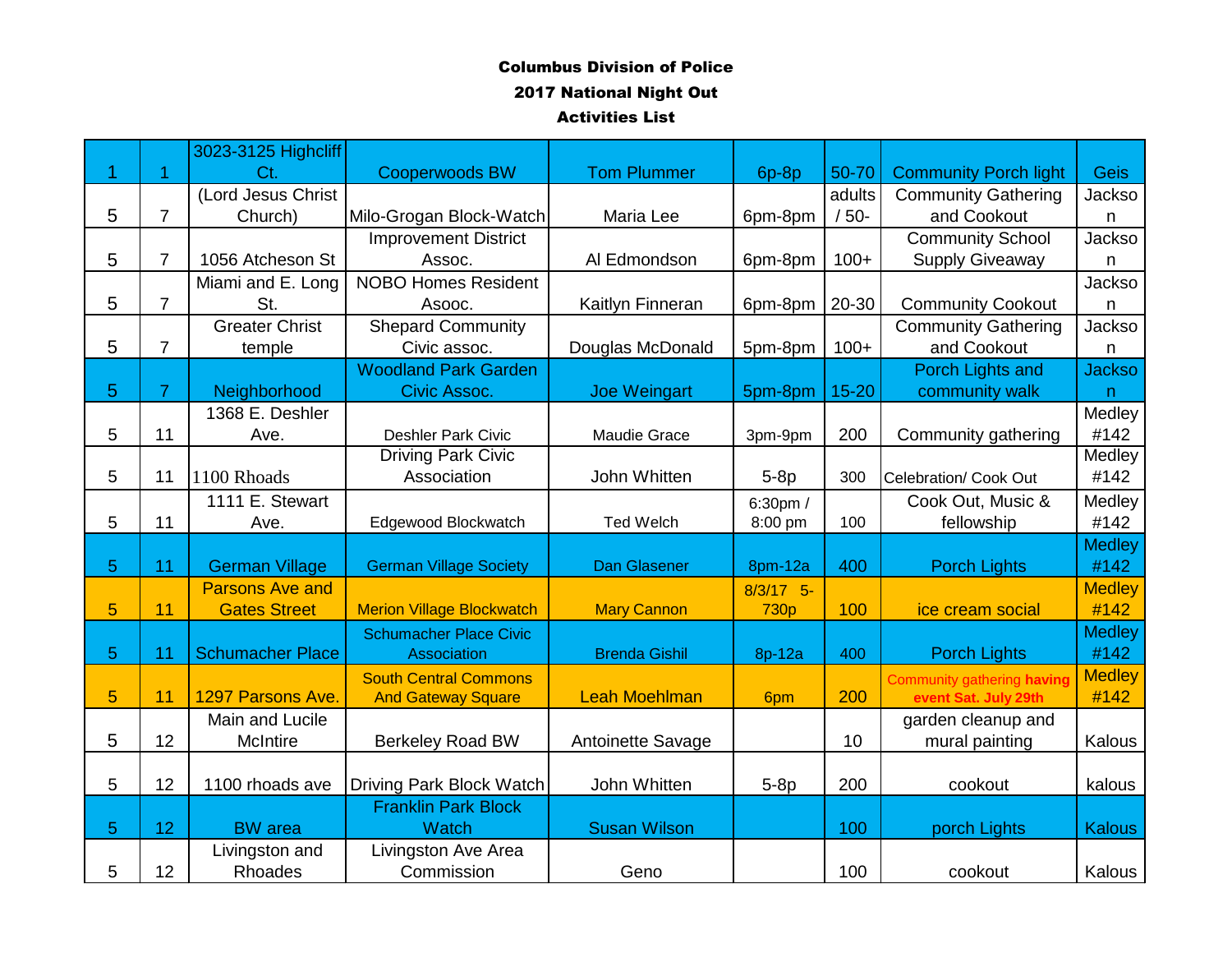**Columbus Division of Police**

**2017 National Night Out**

**Activities List**

| | | | | | | | | |
|---|---|---|---|---|---|---|---|---|
| 1 | 1 | 3023-3125 Highcliff Ct. | Cooperwoods BW | Tom Plummer | 6p-8p | 50-70 | Community Porch light | Geis |
| 5 | 7 | (Lord Jesus Christ Church) | Milo-Grogan Block-Watch | Maria Lee | 6pm-8pm | adults / 50- | Community Gathering and Cookout | Jackson |
| 5 | 7 | 1056 Atcheson St | Improvement District Assoc. | Al Edmondson | 6pm-8pm | 100+ | Community School Supply Giveaway | Jackson |
| 5 | 7 | Miami and E. Long St. | NOBO Homes Resident Asooc. | Kaitlyn Finneran | 6pm-8pm | 20-30 | Community Cookout | Jackson |
| 5 | 7 | Greater Christ temple | Shepard Community Civic assoc. | Douglas McDonald | 5pm-8pm | 100+ | Community Gathering and Cookout | Jackson |
| 5 | 7 | Neighborhood | Woodland Park Garden Civic Assoc. | Joe Weingart | 5pm-8pm | 15-20 | Porch Lights and community walk | Jackson |
| 5 | 11 | 1368 E. Deshler Ave. | Deshler Park Civic | Maudie Grace | 3pm-9pm | 200 | Community gathering | Medley #142 |
| 5 | 11 | 1100 Rhoads | Driving Park Civic Association | John Whitten | 5-8p | 300 | Celebration/ Cook Out | Medley #142 |
| 5 | 11 | 1111 E. Stewart Ave. | Edgewood Blockwatch | Ted Welch | 6:30pm / 8:00 pm | 100 | Cook Out, Music & fellowship | Medley #142 |
| 5 | 11 | German Village | German Village Society | Dan Glasener | 8pm-12a | 400 | Porch Lights | Medley #142 |
| 5 | 11 | Parsons Ave and Gates Street | Merion Village Blockwatch | Mary Cannon | 8/3/17 5-730p | 100 | ice cream social | Medley #142 |
| 5 | 11 | Schumacher Place | Schumacher Place Civic Association | Brenda Gishil | 8p-12a | 400 | Porch Lights | Medley #142 |
| 5 | 11 | 1297 Parsons Ave. | South Central Commons And Gateway Square | Leah Moehlman | 6pm | 200 | Community gathering **having event Sat. July 29th** | Medley #142 |
| 5 | 12 | Main and Lucile McIntire | Berkeley Road BW | Antoinette Savage | | 10 | garden cleanup and mural painting | Kalous |
| 5 | 12 | 1100 rhoads ave | Driving Park Block Watch | John Whitten | 5-8p | 200 | cookout | kalous |
| 5 | 12 | BW area | Franklin Park Block Watch | Susan Wilson | | 100 | porch Lights | Kalous |
| 5 | 12 | Livingston and Rhoades | Livingston Ave Area Commission | Geno | | 100 | cookout | Kalous |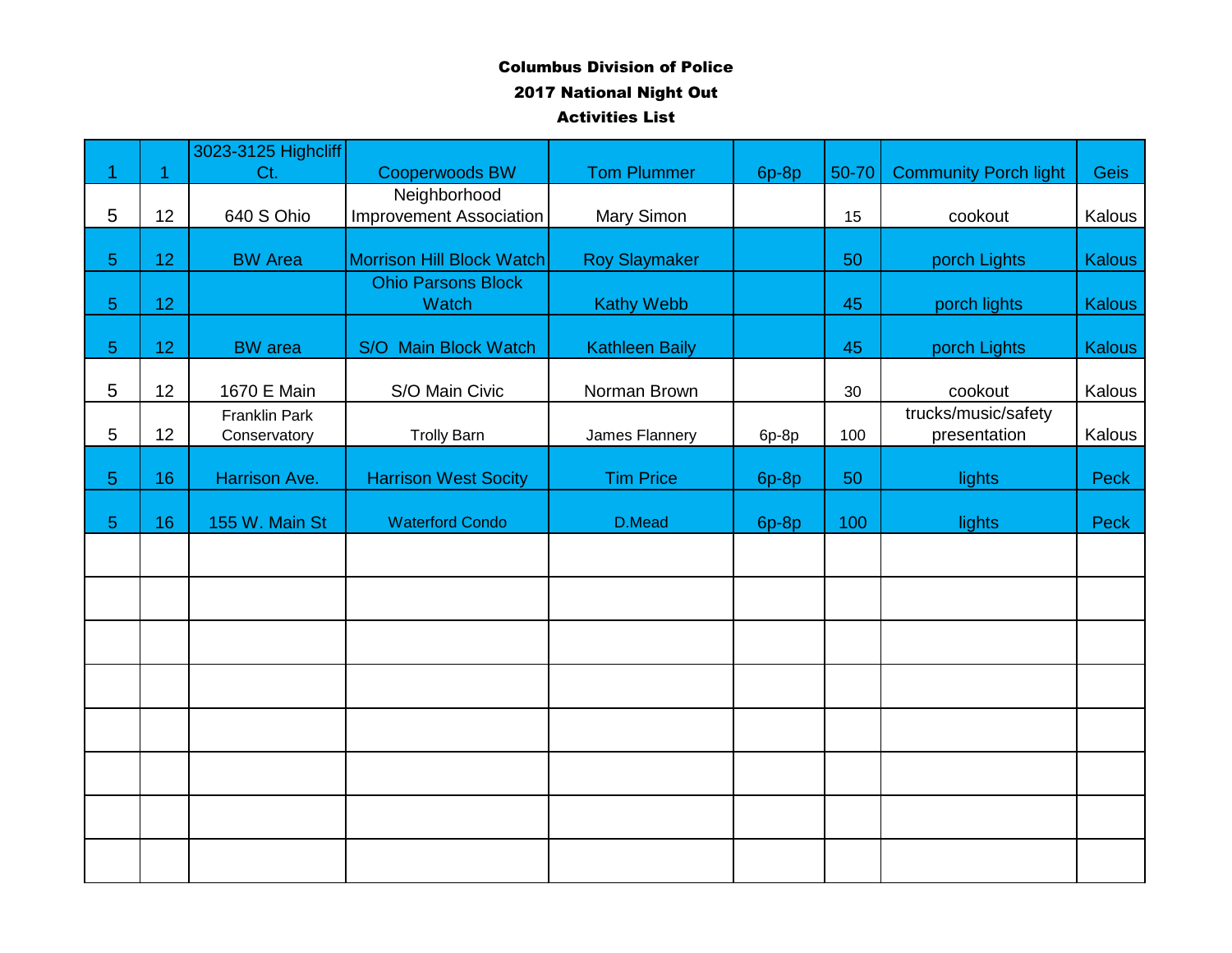**Columbus Division of Police**

**2017 National Night Out**

**Activities List**

| | | | | | | | | |
|---|---|---|---|---|---|---|---|---|
| 1 | 1 | 3023-3125 Highcliff Ct. | Cooperwoods BW | Tom Plummer | 6p-8p | 50-70 | Community Porch light | Geis |
| 5 | 12 | 640 S Ohio | Neighborhood Improvement Association | Mary Simon | | 15 | cookout | Kalous |
| 5 | 12 | BW Area | Morrison Hill Block Watch | Roy Slaymaker | | 50 | porch Lights | Kalous |
| 5 | 12 | | Ohio Parsons Block Watch | Kathy Webb | | 45 | porch lights | Kalous |
| 5 | 12 | BW area | S/O Main Block Watch | Kathleen Baily | | 45 | porch Lights | Kalous |
| 5 | 12 | 1670 E Main | S/O Main Civic | Norman Brown | | 30 | cookout | Kalous |
| 5 | 12 | Franklin Park Conservatory | Trolly Barn | James Flannery | 6p-8p | 100 | trucks/music/safety presentation | Kalous |
| 5 | 16 | Harrison Ave. | Harrison West Socity | Tim Price | 6p-8p | 50 | lights | Peck |
| 5 | 16 | 155 W. Main St | Waterford Condo | D.Mead | 6p-8p | 100 | lights | Peck |
| | | | | | | | | |
| | | | | | | | | |
| | | | | | | | | |
| | | | | | | | | |
| | | | | | | | | |
| | | | | | | | | |
| | | | | | | | | |
| | | | | | | | | |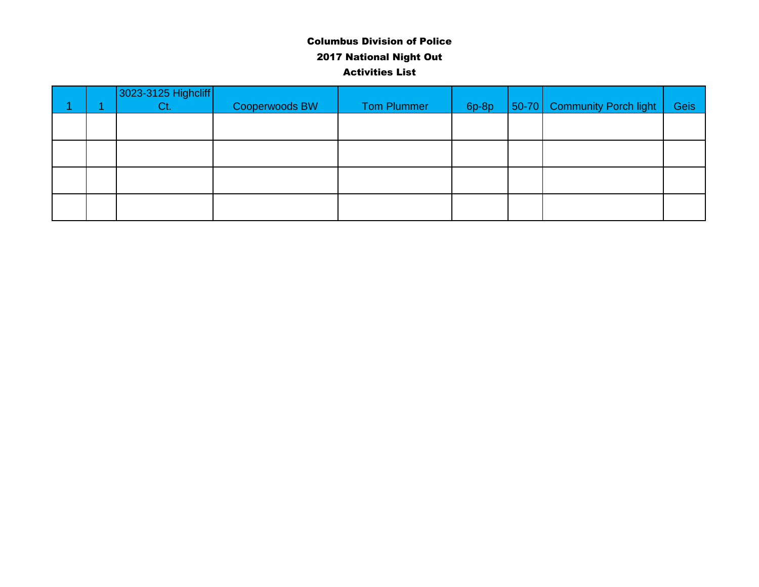**Columbus Division of Police**

**2017 National Night Out**

**Activities List**

| | | | | | | | | |
|---|---|---|---|---|---|---|---|---|
| 1 | 1 | 3023-3125 Highcliff Ct. | Cooperwoods BW | Tom Plummer | 6p-8p | 50-70 | Community Porch light | Geis |
| | | | | | | | | |
| | | | | | | | | |
| | | | | | | | | |
| | | | | | | | | |